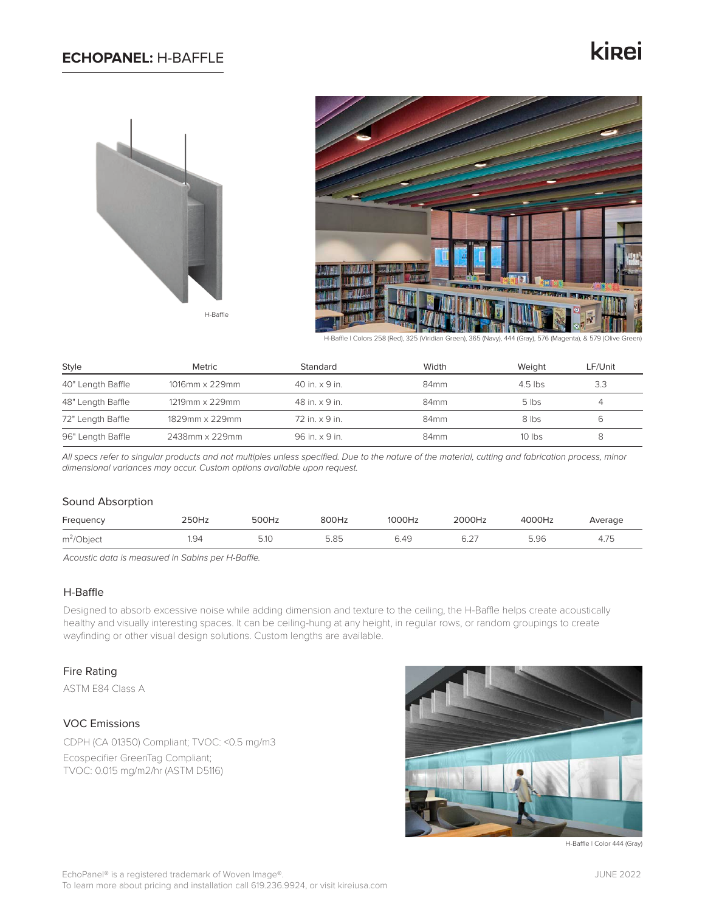# ECHOPANEL: H-BAFFLE

kirei

H-Baffle

H-Baffle | Colors 258 (Red), 325 (Viridian Green), 365 (Navy), 444 (Gray), 576 (Magenta), & 579 (Olive Green)

| Style | Metric | Standard | Width | Weight | LF/Unit |
|---|---|---|---|---|---|
| 40" Length Baffle | 1016mm x 229mm | 40 in. x 9 in. | 84mm | 4.5 lbs | 3.3 |
| 48" Length Baffle | 1219mm x 229mm | 48 in. x 9 in. | 84mm | 5 lbs | 4 |
| 72" Length Baffle | 1829mm x 229mm | 72 in. x 9 in. | 84mm | 8 lbs | 6 |
| 96" Length Baffle | 2438mm x 229mm | 96 in. x 9 in. | 84mm | 10 lbs | 8 |

*All specs refer to singular products and not multiples unless specified. Due to the nature of the material, cutting and fabrication process, minor dimensional variances may occur. Custom options available upon request.*

## Sound Absorption

| Frequency | 250Hz | 500Hz | 800Hz | 1000Hz | 2000Hz | 4000Hz | Average |
|---|---|---|---|---|---|---|---|
| $m^2$/Object | 1.94 | 5.10 | 5.85 | 6.49 | 6.27 | 5.96 | 4.75 |

*Acoustic data is measured in Sabins per H-Baffle.*

## H-Baffle

Designed to absorb excessive noise while adding dimension and texture to the ceiling, the H-Baffle helps create acoustically healthy and visually interesting spaces. It can be ceiling-hung at any height, in regular rows, or random groupings to create wayfinding or other visual design solutions. Custom lengths are available.

## Fire Rating

ASTM E84 Class A

## VOC Emissions

CDPH (CA 01350) Compliant; TVOC: <0.5 mg/m3

Ecospecifier GreenTag Compliant;
TVOC: 0.015 mg/m2/hr (ASTM D5116)

H-Baffle | Color 444 (Gray)

EchoPanel® is a registered trademark of Woven Image®.
To learn more about pricing and installation call 619.236.9924, or visit kireiusa.com

JUNE 2022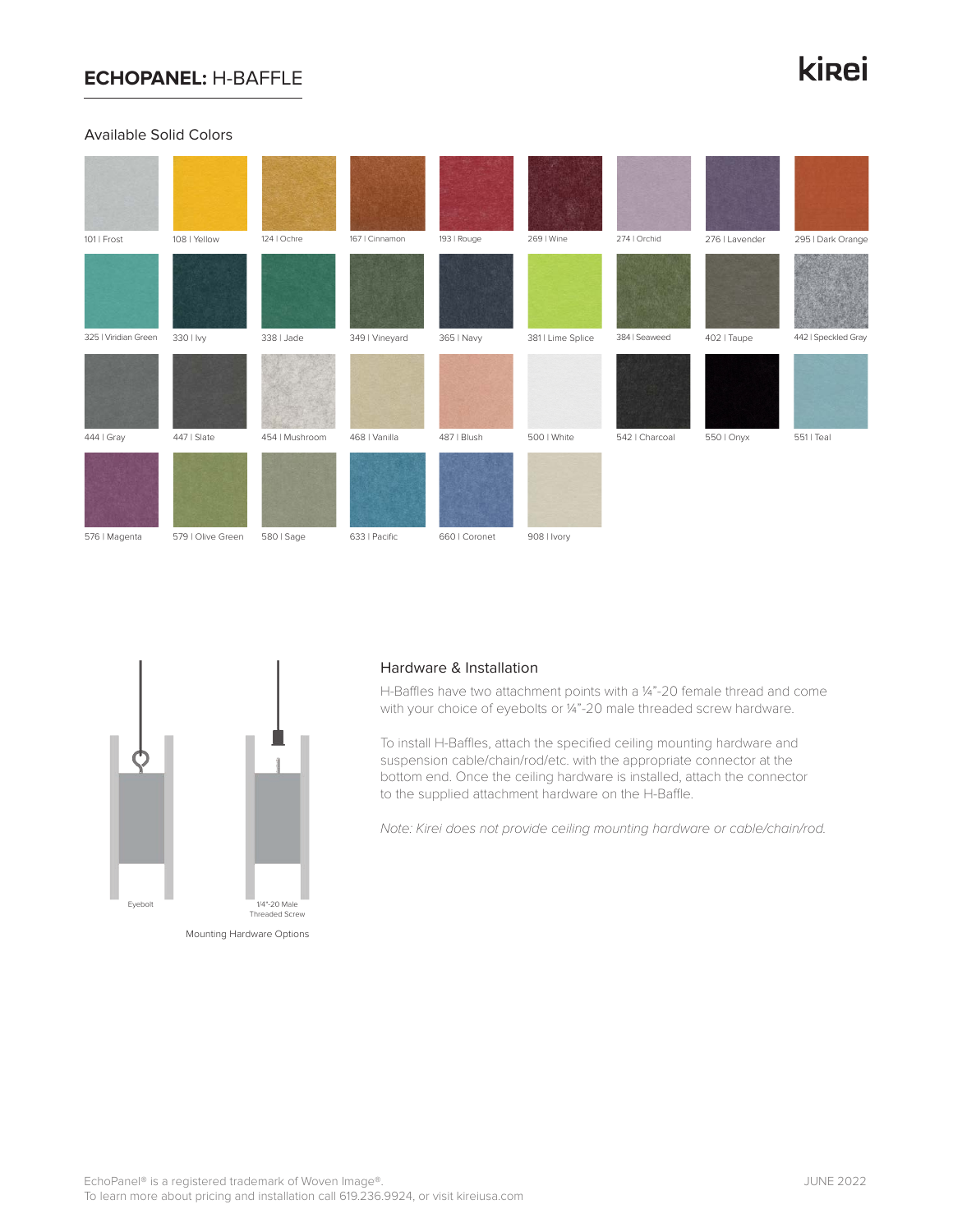## ECHOPANEL: H-BAFFLE

kirei

### Available Solid Colors

101 | Frost
108 | Yellow
124 | Ochre
167 | Cinnamon
193 | Rouge
269 | Wine
274 | Orchid
276 | Lavender
295 | Dark Orange
325 | Viridian Green
330 | Ivy
338 | Jade
349 | Vineyard
365 | Navy
381 | Lime Splice
384 | Seaweed
402 | Taupe
442 | Speckled Gray
444 | Gray
447 | Slate
454 | Mushroom
468 | Vanilla
487 | Blush
500 | White
542 | Charcoal
550 | Onyx
551 | Teal
576 | Magenta
579 | Olive Green
580 | Sage
633 | Pacific
660 | Coronet
908 | Ivory

Eyebolt

1/4"-20 Male Threaded Screw

Mounting Hardware Options

### Hardware & Installation

H-Baffles have two attachment points with a ¼"-20 female thread and come with your choice of eyebolts or ¼"-20 male threaded screw hardware.

To install H-Baffles, attach the specified ceiling mounting hardware and suspension cable/chain/rod/etc. with the appropriate connector at the bottom end. Once the ceiling hardware is installed, attach the connector to the supplied attachment hardware on the H-Baffle.

*Note: Kirei does not provide ceiling mounting hardware or cable/chain/rod.*

EchoPanel® is a registered trademark of Woven Image®.
To learn more about pricing and installation call 619.236.9924, or visit kireiusa.com

JUNE 2022